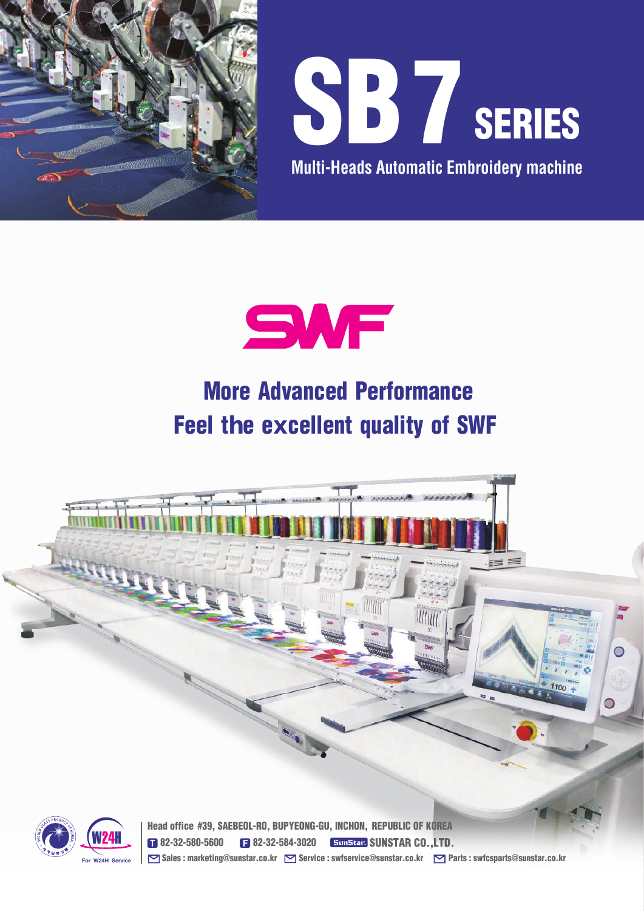# SB7 SERIES

## Multi-Heads Automatic Embroidery machine

SWF

## More Advanced Performance
## Feel the excellent quality of SWF

W24H
For W24H Service

**Head office** #39, SAEBEOL-RO, BUPYEONG-GU, INCHON, REPUBLIC OF KOREA

T 82-32-580-5600 F 82-32-584-3020 SunStar SUNSTAR CO.,LTD.

Sales : marketing@sunstar.co.kr Service : swfservice@sunstar.co.kr Parts : swfcsparts@sunstar.co.kr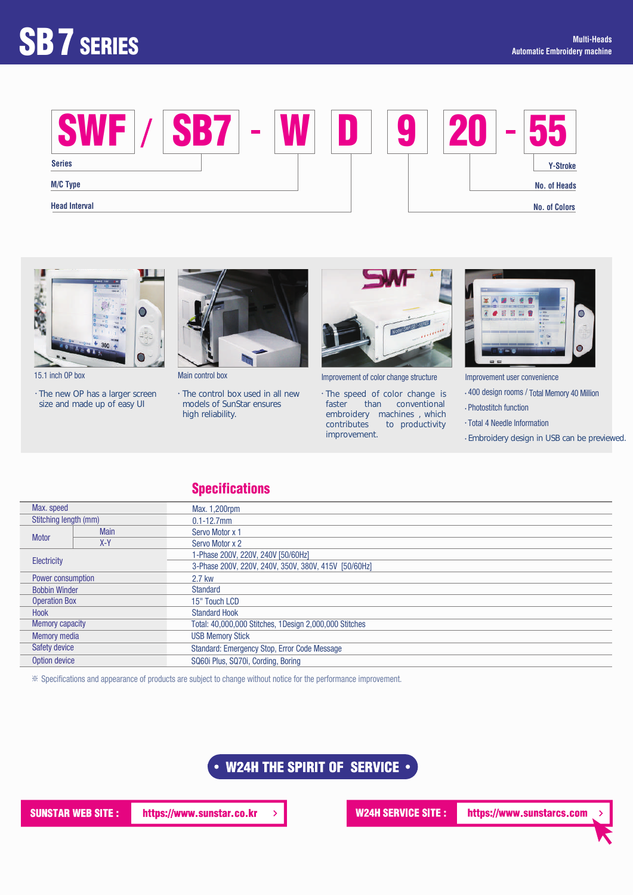# SB 7 SERIES

Multi-Heads
Automatic Embroidery machine

SWF / SB7 - W D 9 20 - 55

- Series: SWF
- M/C Type: SB7
- Head Interval: W
- D
- No. of Colors: 9
- No. of Heads: 20
- Y-Stroke: 55

**15.1 inch OP box**

- The new OP has a larger screen size and made up of easy UI

**Main control box**

- The control box used in all new models of SunStar ensures high reliability.

**Improvement of color change structure**

- The speed of color change is faster than conventional embroidery machines , which contributes to productivity improvement.

**Improvement user convenience**

- 400 design rooms / Total Memory 40 Million
- Photostitch function
- Total 4 Needle Information
- Embroidery design in USB can be previewed.

## Specifications

| | | |
|---|---|---|
| Max. speed | | Max. 1,200rpm |
| Stitching length (mm) | | 0.1-12.7mm |
| Motor | Main | Servo Motor x 1 |
| | X-Y | Servo Motor x 2 |
| Electricity | | 1-Phase 200V, 220V, 240V [50/60Hz] |
| | | 3-Phase 200V, 220V, 240V, 350V, 380V, 415V [50/60Hz] |
| Power consumption | | 2.7 kw |
| Bobbin Winder | | Standard |
| Operation Box | | 15" Touch LCD |
| Hook | | Standard Hook |
| Memory capacity | | Total: 40,000,000 Stitches, 1Design 2,000,000 Stitches |
| Memory media | | USB Memory Stick |
| Safety device | | Standard: Emergency Stop, Error Code Message |
| Option device | | SQ60i Plus, SQ70i, Cording, Boring |

※ Specifications and appearance of products are subject to change without notice for the performance improvement.

**• W24H THE SPIRIT OF SERVICE •**

**SUNSTAR WEB SITE :** https://www.sunstar.co.kr

**W24H SERVICE SITE :** https://www.sunstarcs.com